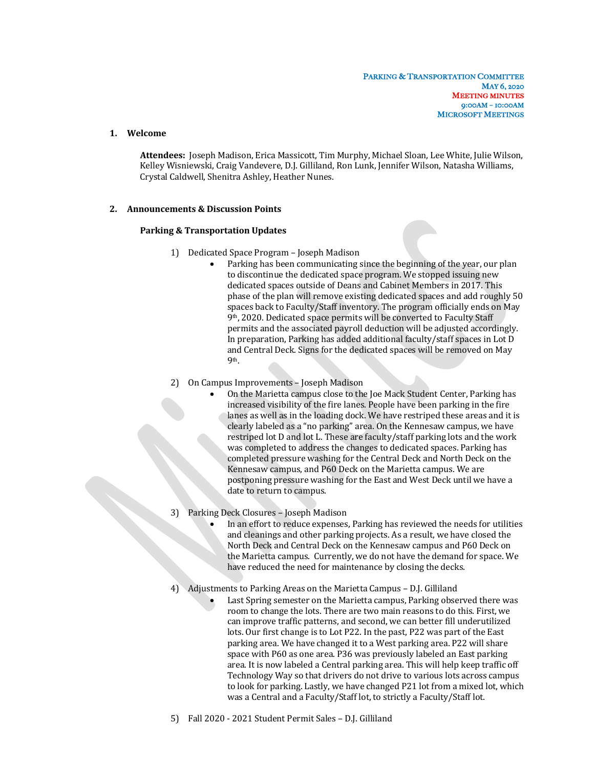**PARKING & TRANSPORTATION COMMITTEE**
**MAY 6, 2020**
**MEETING MINUTES**
**9:00AM – 10:00AM**
**MICROSOFT MEETINGS**

1. **Welcome**

   **Attendees:** Joseph Madison, Erica Massicott, Tim Murphy, Michael Sloan, Lee White, Julie Wilson, Kelley Wisniewski, Craig Vandevere, D.J. Gilliland, Ron Lunk, Jennifer Wilson, Natasha Williams, Crystal Caldwell, Shenitra Ashley, Heather Nunes.

2. **Announcements & Discussion Points**

   **Parking & Transportation Updates**

   1) Dedicated Space Program – Joseph Madison
      - Parking has been communicating since the beginning of the year, our plan to discontinue the dedicated space program. We stopped issuing new dedicated spaces outside of Deans and Cabinet Members in 2017. This phase of the plan will remove existing dedicated spaces and add roughly 50 spaces back to Faculty/Staff inventory. The program officially ends on May 9th, 2020. Dedicated space permits will be converted to Faculty Staff permits and the associated payroll deduction will be adjusted accordingly. In preparation, Parking has added additional faculty/staff spaces in Lot D and Central Deck. Signs for the dedicated spaces will be removed on May 9th.

   2) On Campus Improvements – Joseph Madison
      - On the Marietta campus close to the Joe Mack Student Center, Parking has increased visibility of the fire lanes. People have been parking in the fire lanes as well as in the loading dock. We have restriped these areas and it is clearly labeled as a "no parking" area. On the Kennesaw campus, we have restriped lot D and lot L. These are faculty/staff parking lots and the work was completed to address the changes to dedicated spaces. Parking has completed pressure washing for the Central Deck and North Deck on the Kennesaw campus, and P60 Deck on the Marietta campus. We are postponing pressure washing for the East and West Deck until we have a date to return to campus.

   3) Parking Deck Closures – Joseph Madison
      - In an effort to reduce expenses, Parking has reviewed the needs for utilities and cleanings and other parking projects. As a result, we have closed the North Deck and Central Deck on the Kennesaw campus and P60 Deck on the Marietta campus. Currently, we do not have the demand for space. We have reduced the need for maintenance by closing the decks.

   4) Adjustments to Parking Areas on the Marietta Campus – D.J. Gilliland
      - Last Spring semester on the Marietta campus, Parking observed there was room to change the lots. There are two main reasons to do this. First, we can improve traffic patterns, and second, we can better fill underutilized lots. Our first change is to Lot P22. In the past, P22 was part of the East parking area. We have changed it to a West parking area. P22 will share space with P60 as one area. P36 was previously labeled an East parking area. It is now labeled a Central parking area. This will help keep traffic off Technology Way so that drivers do not drive to various lots across campus to look for parking. Lastly, we have changed P21 lot from a mixed lot, which was a Central and a Faculty/Staff lot, to strictly a Faculty/Staff lot.

   5) Fall 2020 - 2021 Student Permit Sales – D.J. Gilliland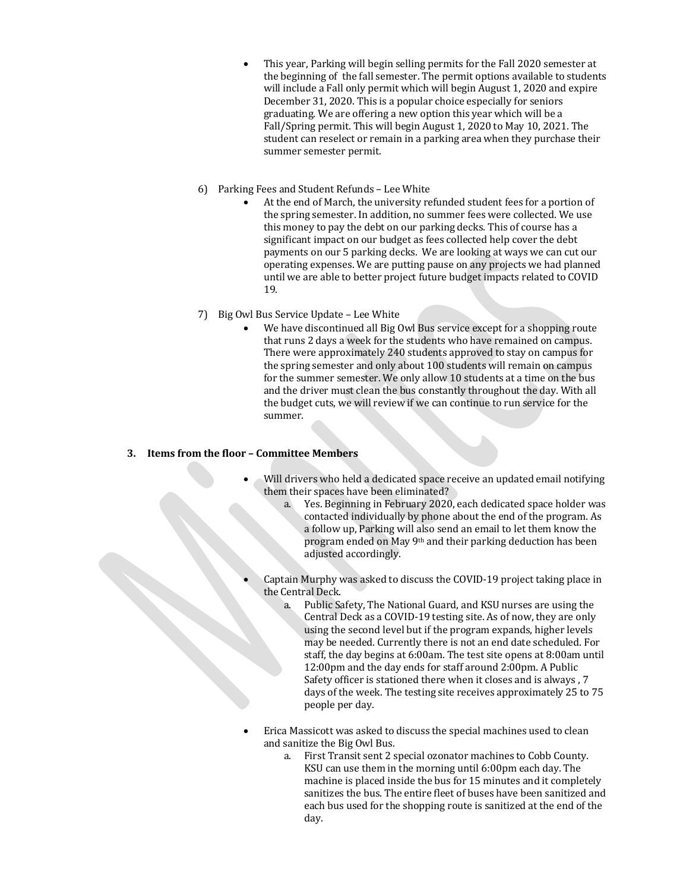- This year, Parking will begin selling permits for the Fall 2020 semester at the beginning of the fall semester. The permit options available to students will include a Fall only permit which will begin August 1, 2020 and expire December 31, 2020. This is a popular choice especially for seniors graduating. We are offering a new option this year which will be a Fall/Spring permit. This will begin August 1, 2020 to May 10, 2021. The student can reselect or remain in a parking area when they purchase their summer semester permit.

6) Parking Fees and Student Refunds – Lee White
   - At the end of March, the university refunded student fees for a portion of the spring semester. In addition, no summer fees were collected. We use this money to pay the debt on our parking decks. This of course has a significant impact on our budget as fees collected help cover the debt payments on our 5 parking decks. We are looking at ways we can cut our operating expenses. We are putting pause on any projects we had planned until we are able to better project future budget impacts related to COVID 19.

7) Big Owl Bus Service Update – Lee White
   - We have discontinued all Big Owl Bus service except for a shopping route that runs 2 days a week for the students who have remained on campus. There were approximately 240 students approved to stay on campus for the spring semester and only about 100 students will remain on campus for the summer semester. We only allow 10 students at a time on the bus and the driver must clean the bus constantly throughout the day. With all the budget cuts, we will review if we can continue to run service for the summer.

**3. Items from the floor – Committee Members**

- Will drivers who held a dedicated space receive an updated email notifying them their spaces have been eliminated?
  a. Yes. Beginning in February 2020, each dedicated space holder was contacted individually by phone about the end of the program. As a follow up, Parking will also send an email to let them know the program ended on May 9th and their parking deduction has been adjusted accordingly.

- Captain Murphy was asked to discuss the COVID-19 project taking place in the Central Deck.
  a. Public Safety, The National Guard, and KSU nurses are using the Central Deck as a COVID-19 testing site. As of now, they are only using the second level but if the program expands, higher levels may be needed. Currently there is not an end date scheduled. For staff, the day begins at 6:00am. The test site opens at 8:00am until 12:00pm and the day ends for staff around 2:00pm. A Public Safety officer is stationed there when it closes and is always , 7 days of the week. The testing site receives approximately 25 to 75 people per day.

- Erica Massicott was asked to discuss the special machines used to clean and sanitize the Big Owl Bus.
  a. First Transit sent 2 special ozonator machines to Cobb County. KSU can use them in the morning until 6:00pm each day. The machine is placed inside the bus for 15 minutes and it completely sanitizes the bus. The entire fleet of buses have been sanitized and each bus used for the shopping route is sanitized at the end of the day.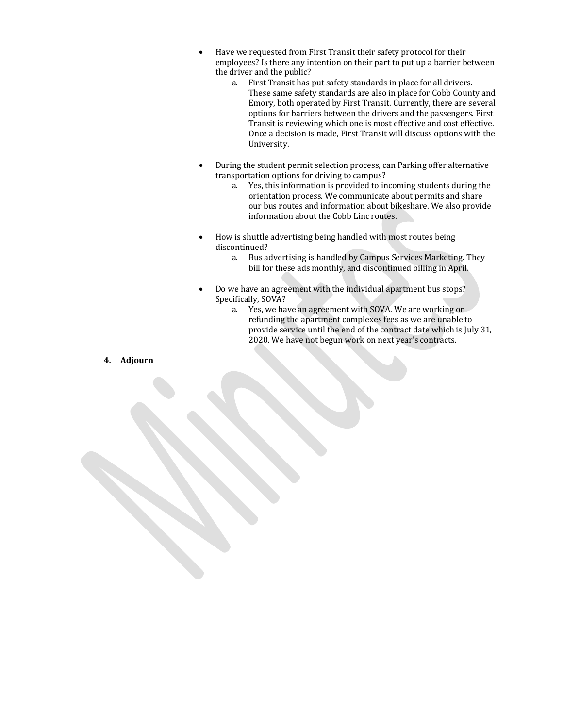- Have we requested from First Transit their safety protocol for their employees? Is there any intention on their part to put up a barrier between the driver and the public?
    a. First Transit has put safety standards in place for all drivers. These same safety standards are also in place for Cobb County and Emory, both operated by First Transit. Currently, there are several options for barriers between the drivers and the passengers. First Transit is reviewing which one is most effective and cost effective. Once a decision is made, First Transit will discuss options with the University.

- During the student permit selection process, can Parking offer alternative transportation options for driving to campus?
    a. Yes, this information is provided to incoming students during the orientation process. We communicate about permits and share our bus routes and information about bikeshare. We also provide information about the Cobb Linc routes.

- How is shuttle advertising being handled with most routes being discontinued?
    a. Bus advertising is handled by Campus Services Marketing. They bill for these ads monthly, and discontinued billing in April.

- Do we have an agreement with the individual apartment bus stops? Specifically, SOVA?
    a. Yes, we have an agreement with SOVA. We are working on refunding the apartment complexes fees as we are unable to provide service until the end of the contract date which is July 31, 2020. We have not begun work on next year's contracts.

**4. Adjourn**